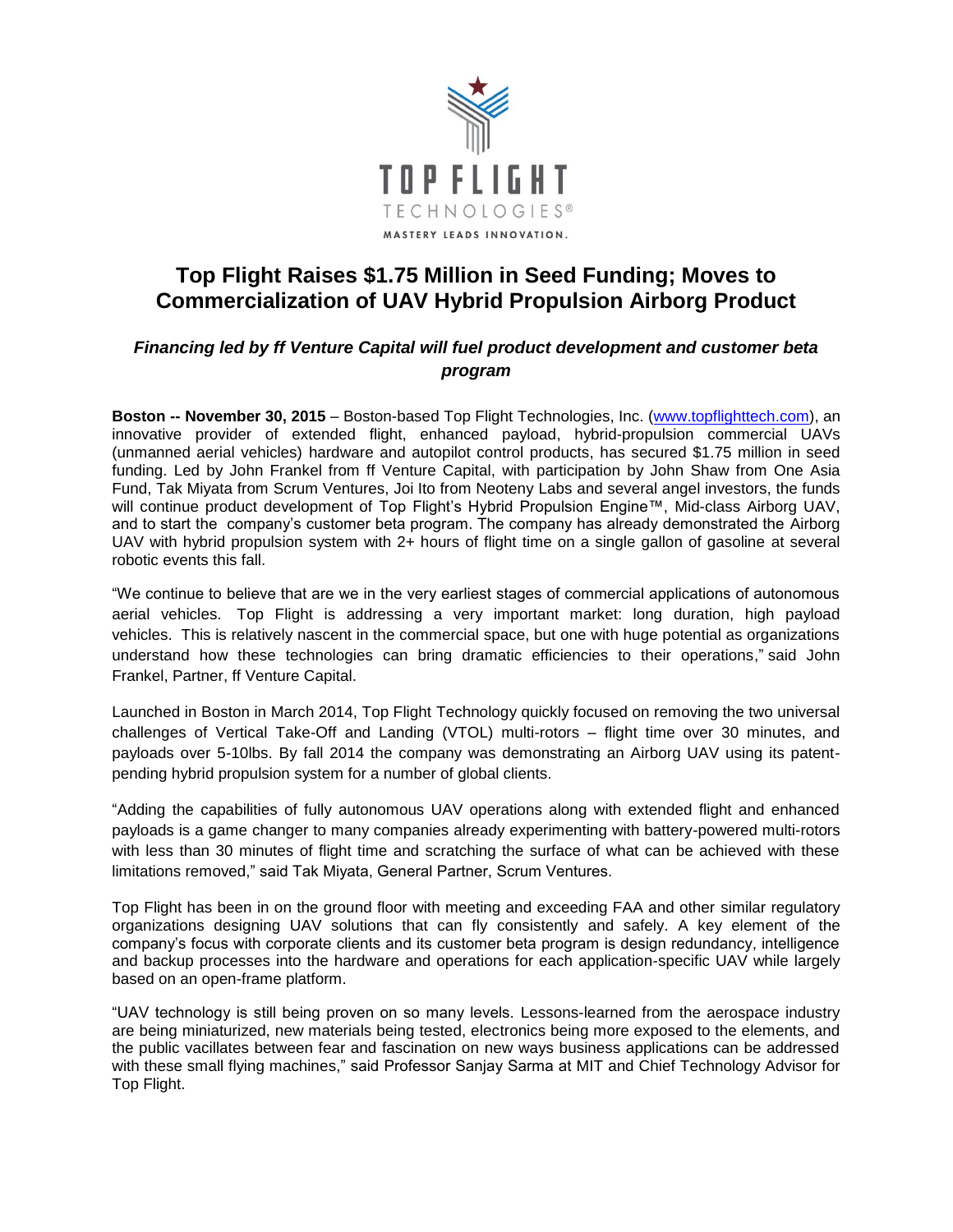TOP FLIGHT

TECHNOLOGIES®

MASTERY LEADS INNOVATION.

# Top Flight Raises $1.75 Million in Seed Funding; Moves to Commercialization of UAV Hybrid Propulsion Airborg Product

***Financing led by ff Venture Capital will fuel product development and customer beta program***

**Boston -- November 30, 2015** – Boston-based Top Flight Technologies, Inc. (www.topflighttech.com), an innovative provider of extended flight, enhanced payload, hybrid-propulsion commercial UAVs (unmanned aerial vehicles) hardware and autopilot control products, has secured $1.75 million in seed funding. Led by John Frankel from ff Venture Capital, with participation by John Shaw from One Asia Fund, Tak Miyata from Scrum Ventures, Joi Ito from Neoteny Labs and several angel investors, the funds will continue product development of Top Flight's Hybrid Propulsion Engine™, Mid-class Airborg UAV, and to start the company's customer beta program. The company has already demonstrated the Airborg UAV with hybrid propulsion system with 2+ hours of flight time on a single gallon of gasoline at several robotic events this fall.

"We continue to believe that are we in the very earliest stages of commercial applications of autonomous aerial vehicles. Top Flight is addressing a very important market: long duration, high payload vehicles. This is relatively nascent in the commercial space, but one with huge potential as organizations understand how these technologies can bring dramatic efficiencies to their operations," said John Frankel, Partner, ff Venture Capital.

Launched in Boston in March 2014, Top Flight Technology quickly focused on removing the two universal challenges of Vertical Take-Off and Landing (VTOL) multi-rotors – flight time over 30 minutes, and payloads over 5-10lbs. By fall 2014 the company was demonstrating an Airborg UAV using its patent-pending hybrid propulsion system for a number of global clients.

"Adding the capabilities of fully autonomous UAV operations along with extended flight and enhanced payloads is a game changer to many companies already experimenting with battery-powered multi-rotors with less than 30 minutes of flight time and scratching the surface of what can be achieved with these limitations removed," said Tak Miyata, General Partner, Scrum Ventures.

Top Flight has been in on the ground floor with meeting and exceeding FAA and other similar regulatory organizations designing UAV solutions that can fly consistently and safely. A key element of the company's focus with corporate clients and its customer beta program is design redundancy, intelligence and backup processes into the hardware and operations for each application-specific UAV while largely based on an open-frame platform.

"UAV technology is still being proven on so many levels. Lessons-learned from the aerospace industry are being miniaturized, new materials being tested, electronics being more exposed to the elements, and the public vacillates between fear and fascination on new ways business applications can be addressed with these small flying machines," said Professor Sanjay Sarma at MIT and Chief Technology Advisor for Top Flight.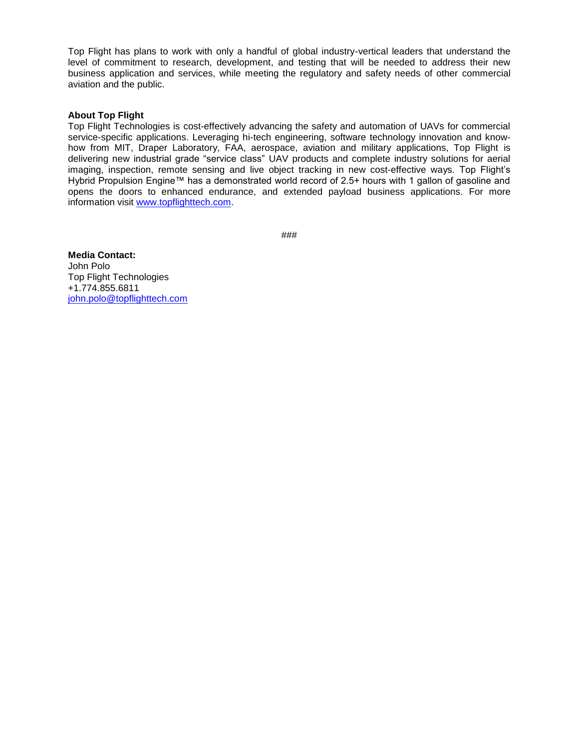Top Flight has plans to work with only a handful of global industry-vertical leaders that understand the level of commitment to research, development, and testing that will be needed to address their new business application and services, while meeting the regulatory and safety needs of other commercial aviation and the public.

**About Top Flight**

Top Flight Technologies is cost-effectively advancing the safety and automation of UAVs for commercial service-specific applications. Leveraging hi-tech engineering, software technology innovation and know-how from MIT, Draper Laboratory, FAA, aerospace, aviation and military applications, Top Flight is delivering new industrial grade "service class" UAV products and complete industry solutions for aerial imaging, inspection, remote sensing and live object tracking in new cost-effective ways. Top Flight's Hybrid Propulsion Engine™ has a demonstrated world record of 2.5+ hours with 1 gallon of gasoline and opens the doors to enhanced endurance, and extended payload business applications. For more information visit [www.topflighttech.com](http://www.topflighttech.com).

###

**Media Contact:**
John Polo
Top Flight Technologies
+1.774.855.6811
[john.polo@topflighttech.com](mailto:john.polo@topflighttech.com)